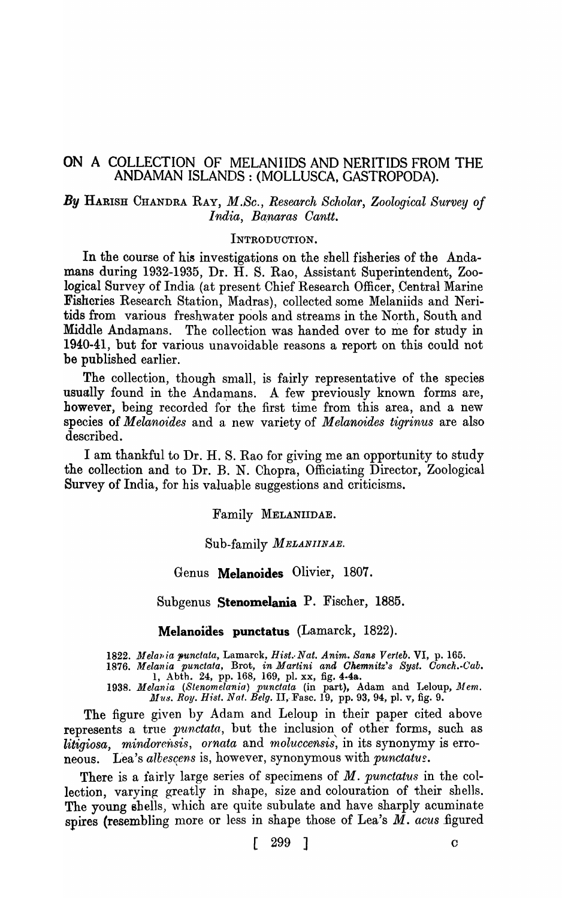# ON A COLLECTION OF MELANIIDS AND NERITIDS FROM THE ANDAMAN ISLANDS: (MOLLUSCA, GASTROPODA).

*By* HARISH CHANDRA RAY, *M.Sc., Research Scholar, Zoological Survey of India, Banaras Cantt.*

## INTRODUCTION.

In the course of his investigations on the shell fisheries of the Andamans during 1932-1935, Dr. H. S. Rao, Assistant Superintendent, Zoological Survey of India (at present Chief Research Officer, Central Marine Fisheries Research Station, Madras), collected some Melaniids and Neritids from various freshwater pools and streams in the North, South and Middle Andamans. The collection was handed over to me for study in 1940-41, but for various unavoidable reasons a report on this could not be published earlier.

The collection, though small, is fairly representative of the species usually found in the Andamans. A few previously known forms are, however, being recorded for the first time from this area, and a new species of *Melanoides* and a new variety of *Melanoides tigrinus* are also described.

I am thankful to Dr. H. S. Rao for giving me an opportunity to study the collection and to Dr. B. N. Chopra, Officiating Director, Zoological Survey of India, for his valuable suggestions and criticisms.

## Family MELANIIDAE.

### Sub-family *MELANIINAE.*

### Genus **Melanoides** Olivier, 1807.

### Subgenus **Stenomelania** P. Fischer, 1885.

### **Melanoides punctatus** (Lamarck, 1822).

1822. *Melania punctata*, Lamarck, *Hist. Nat. Anim. Sans Verteb.* VI, p. 165.
1876. *Melania punctata*, Brot, *in Martini and Chemnitz's Syst. Conch.-Cab.* 1, Abth. 24, pp. 168, 169, pl. xx, fig. 4-4a.
1938. *Melania (Stenomelania) punctata* (in part), Adam and Leloup, *Mem. Mus. Roy. Hist. Nat. Belg.* II, Fasc. 19, pp. 93, 94, pl. v, fig. 9.

The figure given by Adam and Leloup in their paper cited above represents a true *punctata*, but the inclusion of other forms, such as *litigiosa*, *mindorensis*, *ornata* and *moluccensis*, in its synonymy is erroneous. Lea's *albescens* is, however, synonymous with *punctatus*.

There is a fairly large series of specimens of *M. punctatus* in the collection, varying greatly in shape, size and colouration of their shells. The young shells, which are quite subulate and have sharply acuminate spires (resembling more or less in shape those of Lea's *M. acus* figured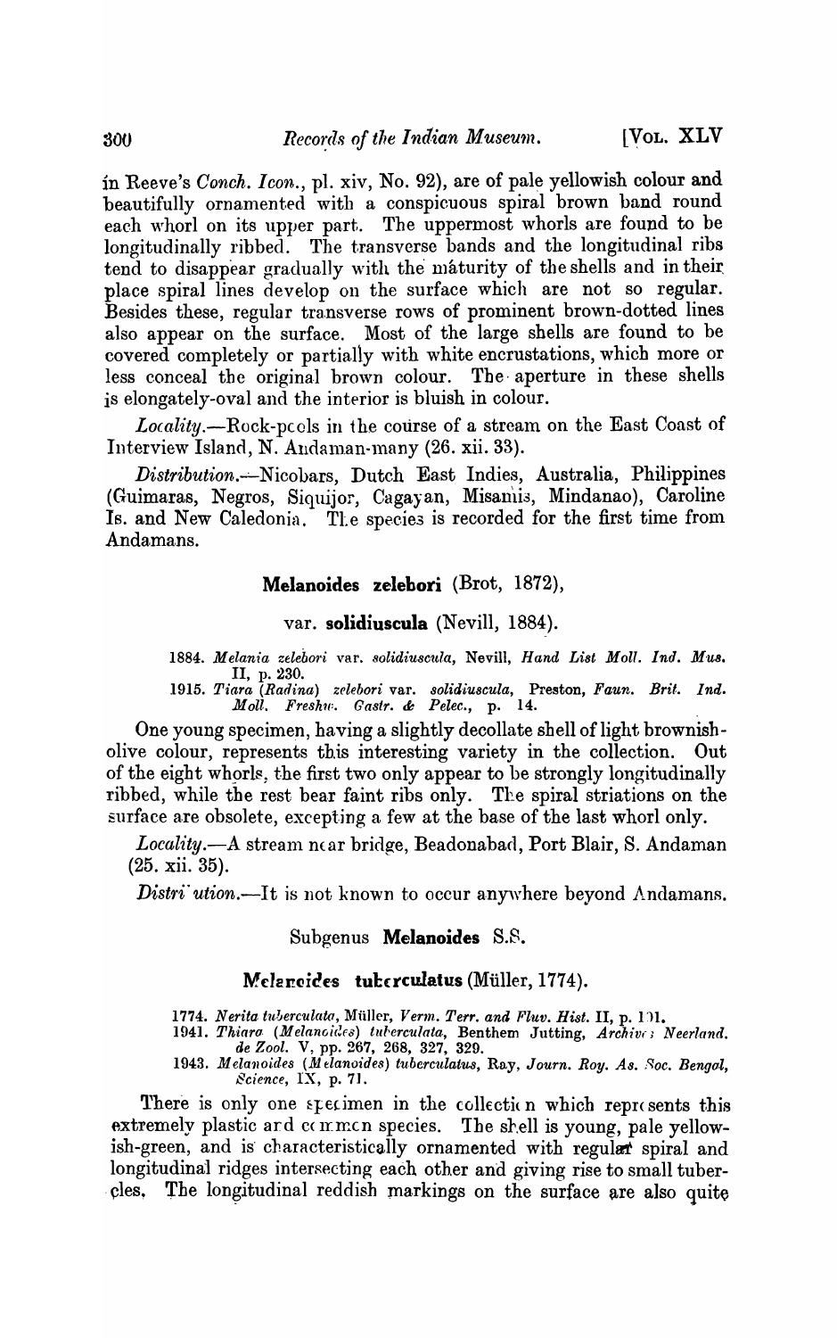in Reeve's *Conch. Icon.*, pl. xiv, No. 92), are of pale yellowish colour and beautifully ornamented with a conspicuous spiral brown band round each whorl on its upper part. The uppermost whorls are found to be longitudinally ribbed. The transverse bands and the longitudinal ribs tend to disappear gradually with the maturity of the shells and in their place spiral lines develop on the surface which are not so regular. Besides these, regular transverse rows of prominent brown-dotted lines also appear on the surface. Most of the large shells are found to be covered completely or partially with white encrustations, which more or less conceal the original brown colour. The aperture in these shells is elongately-oval and the interior is bluish in colour.

*Locality.*—Rock-pools in the course of a stream on the East Coast of Interview Island, N. Andaman-many (26. xii. 33).

*Distribution.*—Nicobars, Dutch East Indies, Australia, Philippines (Guimaras, Negros, Siquijor, Cagayan, Misamis, Mindanao), Caroline Is. and New Caledonia. The species is recorded for the first time from Andamans.

**Melanoides zelebori** (Brot, 1872),

var. **solidiuscula** (Nevill, 1884).

1884. *Melania zelebori* var. *solidiuscula*, Nevill, *Hand List Moll. Ind. Mus.* II, p. 230.
1915. *Tiara (Radina) zelebori* var. *solidiuscula*, Preston, *Faun. Brit. Ind. Moll. Freshw. Gastr. & Pelec.*, p. 14.

One young specimen, having a slightly decollate shell of light brownish-olive colour, represents this interesting variety in the collection. Out of the eight whorls, the first two only appear to be strongly longitudinally ribbed, while the rest bear faint ribs only. The spiral striations on the surface are obsolete, excepting a few at the base of the last whorl only.

*Locality.*—A stream near bridge, Beadonabad, Port Blair, S. Andaman (25. xii. 35).

*Distribution.*—It is not known to occur anywhere beyond Andamans.

Subgenus **Melanoides** S.S.

**Melanoides tuberculatus** (Müller, 1774).

1774. *Nerita tuberculata*, Müller, *Verm. Terr. and Fluv. Hist.* II, p. 191.
1941. *Thiara (Melanoides) tuberculata*, Benthem Jutting, *Archives Neerland. de Zool.* V, pp. 267, 268, 327, 329.
1943. *Melanoides (Melanoides) tuberculatus*, Ray, *Journ. Roy. As. Soc. Bengal, Science*, IX, p. 71.

There is only one specimen in the collection which represents this extremely plastic and common species. The shell is young, pale yellowish-green, and is characteristically ornamented with regular spiral and longitudinal ridges intersecting each other and giving rise to small tubercles. The longitudinal reddish markings on the surface are also quite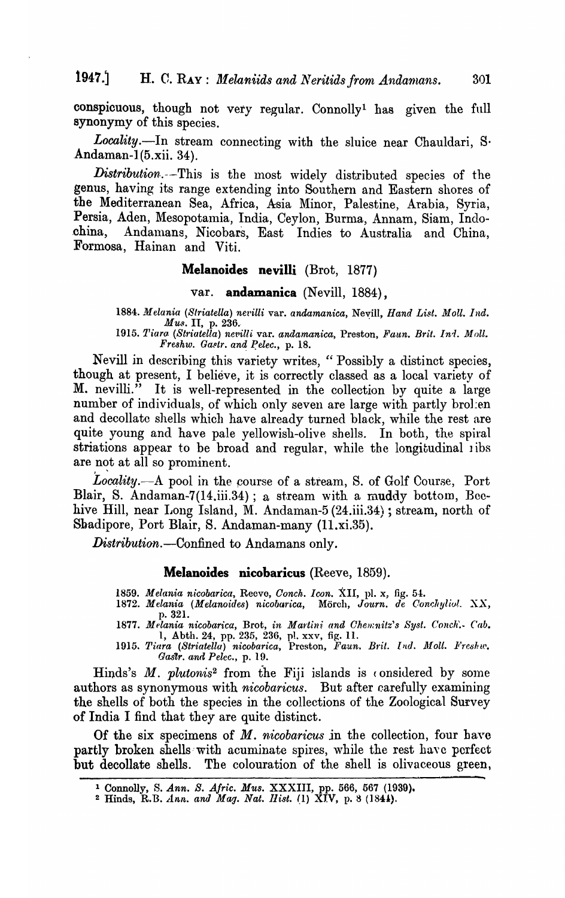conspicuous, though not very regular. Connolly[1] has given the full synonymy of this species.

*Locality.*—In stream connecting with the sluice near Chauldari, S. Andaman-1(5.xii. 34).

*Distribution.*—This is the most widely distributed species of the genus, having its range extending into Southern and Eastern shores of the Mediterranean Sea, Africa, Asia Minor, Palestine, Arabia, Syria, Persia, Aden, Mesopotamia, India, Ceylon, Burma, Annam, Siam, Indo-china, Andamans, Nicobars, East Indies to Australia and China, Formosa, Hainan and Viti.

### **Melanoides nevilli** (Brot, 1877)

#### var. **andamanica** (Nevill, 1884),

1884. *Melania (Striatella) nevilli* var. *andamanica*, Nevill, *Hand List. Moll. Ind. Mus.* II, p. 236.
1915. *Tiara (Striatella) nevilli* var. *andamanica*, Preston, *Faun. Brit. Ind. Moll. Freshw. Gastr. and Pelec.*, p. 18.

Nevill in describing this variety writes, "Possibly a distinct species, though at present, I believe, it is correctly classed as a local variety of M. nevilli." It is well-represented in the collection by quite a large number of individuals, of which only seven are large with partly broken and decollate shells which have already turned black, while the rest are quite young and have pale yellowish-olive shells. In both, the spiral striations appear to be broad and regular, while the longitudinal ribs are not at all so prominent.

*Locality.*—A pool in the course of a stream, S. of Golf Course, Port Blair, S. Andaman-7(14.iii.34); a stream with a muddy bottom, Bee-hive Hill, near Long Island, M. Andaman-5 (24.iii.34); stream, north of Shadipore, Port Blair, S. Andaman-many (11.xi.35).

*Distribution.*—Confined to Andamans only.

### **Melanoides nicobaricus** (Reeve, 1859).

1859. *Melania nicobarica*, Reeve, *Conch. Icon.* XII, pl. x, fig. 54.
1872. *Melania (Melanoides) nicobarica*, Mörch, *Journ. de Conchyliol.* XX, p. 321.
1877. *Melania nicobarica*, Brot, *in Martini and Chemnitz's Syst. Conch.-Cab.* 1, Abth. 24, pp. 235, 236, pl. xxv, fig. 11.
1915. *Tiara (Striatella) nicobarica*, Preston, *Faun. Brit. Ind. Moll. Freshw. Gastr. and Pelec.*, p. 19.

Hinds's *M. plutonis*[2] from the Fiji islands is considered by some authors as synonymous with *nicobaricus*. But after carefully examining the shells of both the species in the collections of the Zoological Survey of India I find that they are quite distinct.

Of the six specimens of *M. nicobaricus* in the collection, four have partly broken shells with acuminate spires, while the rest have perfect but decollate shells. The colouration of the shell is olivaceous green,

---

[1] Connolly, S. *Ann. S. Afric. Mus.* XXXIII, pp. 566, 567 (1939).

[2] Hinds, R.B. *Ann. and Mag. Nat. Hist.* (1) XIV, p. 8 (1844).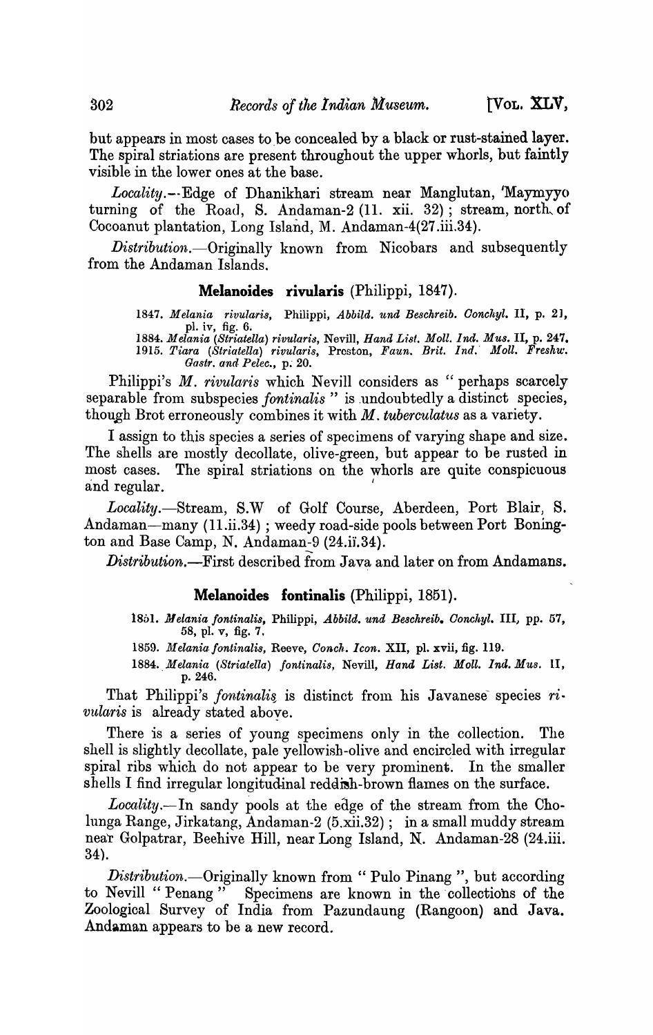but appears in most cases to be concealed by a black or rust-stained layer. The spiral striations are present throughout the upper whorls, but faintly visible in the lower ones at the base.

*Locality.*—Edge of Dhanikhari stream near Manglutan, 'Maymyyo turning of the Road, S. Andaman-2 (11. xii. 32); stream, north of Cocoanut plantation, Long Island, M. Andaman-4(27.iii.34).

*Distribution.*—Originally known from Nicobars and subsequently from the Andaman Islands.

### Melanoides rivularis (Philippi, 1847).

1847. *Melania rivularis*, Philippi, *Abbild. und Beschreib. Conchyl.* II, p. 21, pl. iv, fig. 6.
1884. *Melania (Striatella) rivularis*, Nevill, *Hand List. Moll. Ind. Mus.* II, p. 247.
1915. *Tiara (Striatella) rivularis*, Preston, *Faun. Brit. Ind. Moll. Freshw. Gastr. and Pelec.*, p. 20.

Philippi's *M. rivularis* which Nevill considers as "perhaps scarcely separable from subspecies *fontinalis*" is undoubtedly a distinct species, though Brot erroneously combines it with *M. tuberculatus* as a variety.

I assign to this species a series of specimens of varying shape and size. The shells are mostly decollate, olive-green, but appear to be rusted in most cases. The spiral striations on the whorls are quite conspicuous and regular.

*Locality.*—Stream, S.W of Golf Course, Aberdeen, Port Blair, S. Andaman—many (11.ii.34); weedy road-side pools between Port Bonington and Base Camp, N. Andaman-9 (24.ii.34).

*Distribution.*—First described from Java and later on from Andamans.

### Melanoides fontinalis (Philippi, 1851).

1851. *Melania fontinalis*, Philippi, *Abbild. und Beschreib. Conchyl.* III, pp. 57, 58, pl. v, fig. 7.

1859. *Melania fontinalis*, Reeve, *Conch. Icon.* XII, pl. xvii, fig. 119.

1884. *Melania (Striatella) fontinalis*, Nevill, *Hand List. Moll. Ind. Mus.* II, p. 246.

That Philippi's *fontinalis* is distinct from his Javanese species *rivularis* is already stated above.

There is a series of young specimens only in the collection. The shell is slightly decollate, pale yellowish-olive and encircled with irregular spiral ribs which do not appear to be very prominent. In the smaller shells I find irregular longitudinal reddish-brown flames on the surface.

*Locality.*—In sandy pools at the edge of the stream from the Cholunga Range, Jirkatang, Andaman-2 (5.xii.32); in a small muddy stream near Golpatrar, Beehive Hill, near Long Island, N. Andaman-28 (24.iii. 34).

*Distribution.*—Originally known from "Pulo Pinang", but according to Nevill "Penang" Specimens are known in the collections of the Zoological Survey of India from Pazundaung (Rangoon) and Java. Andaman appears to be a new record.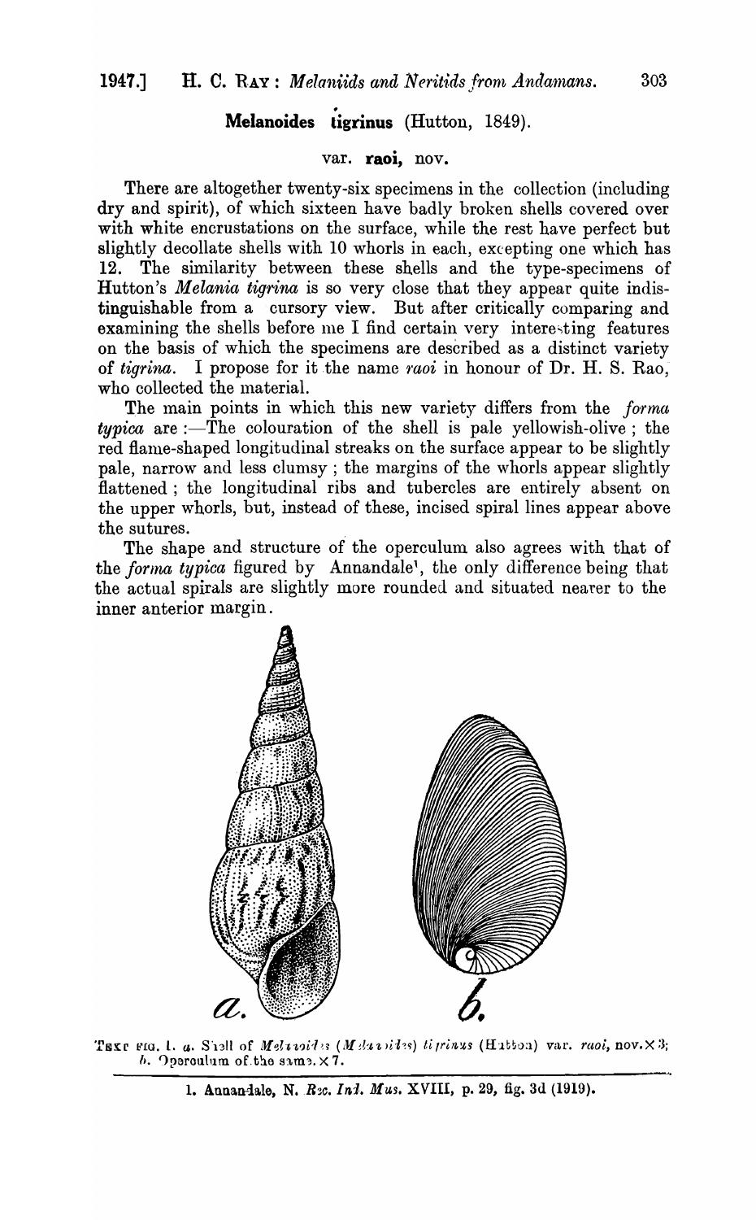## **Melanoides tigrinus** (Hutton, 1849).

### var. **raoi**, nov.

There are altogether twenty-six specimens in the collection (including dry and spirit), of which sixteen have badly broken shells covered over with white encrustations on the surface, while the rest have perfect but slightly decollate shells with 10 whorls in each, excepting one which has 12. The similarity between these shells and the type-specimens of Hutton's *Melania tigrina* is so very close that they appear quite indistinguishable from a cursory view. But after critically comparing and examining the shells before me I find certain very interesting features on the basis of which the specimens are described as a distinct variety of *tigrina*. I propose for it the name *raoi* in honour of Dr. H. S. Rao, who collected the material.

The main points in which this new variety differs from the *forma typica* are :—The colouration of the shell is pale yellowish-olive ; the red flame-shaped longitudinal streaks on the surface appear to be slightly pale, narrow and less clumsy ; the margins of the whorls appear slightly flattened ; the longitudinal ribs and tubercles are entirely absent on the upper whorls, but, instead of these, incised spiral lines appear above the sutures.

The shape and structure of the operculum also agrees with that of the *forma typica* figured by Annandale[1], the only difference being that the actual spirals are slightly more rounded and situated nearer to the inner anterior margin.

TEXT FIG. 1. *a*. Shell of *Melanoides* (*Melanoides*) *tigrinus* (Hutton) var. *raoi*, nov. × 3; *b*. Operculum of the same. × 7.

1. Annandale, N. *Rec. Ind. Mus.* XVIII, p. 29, fig. 3d (1919).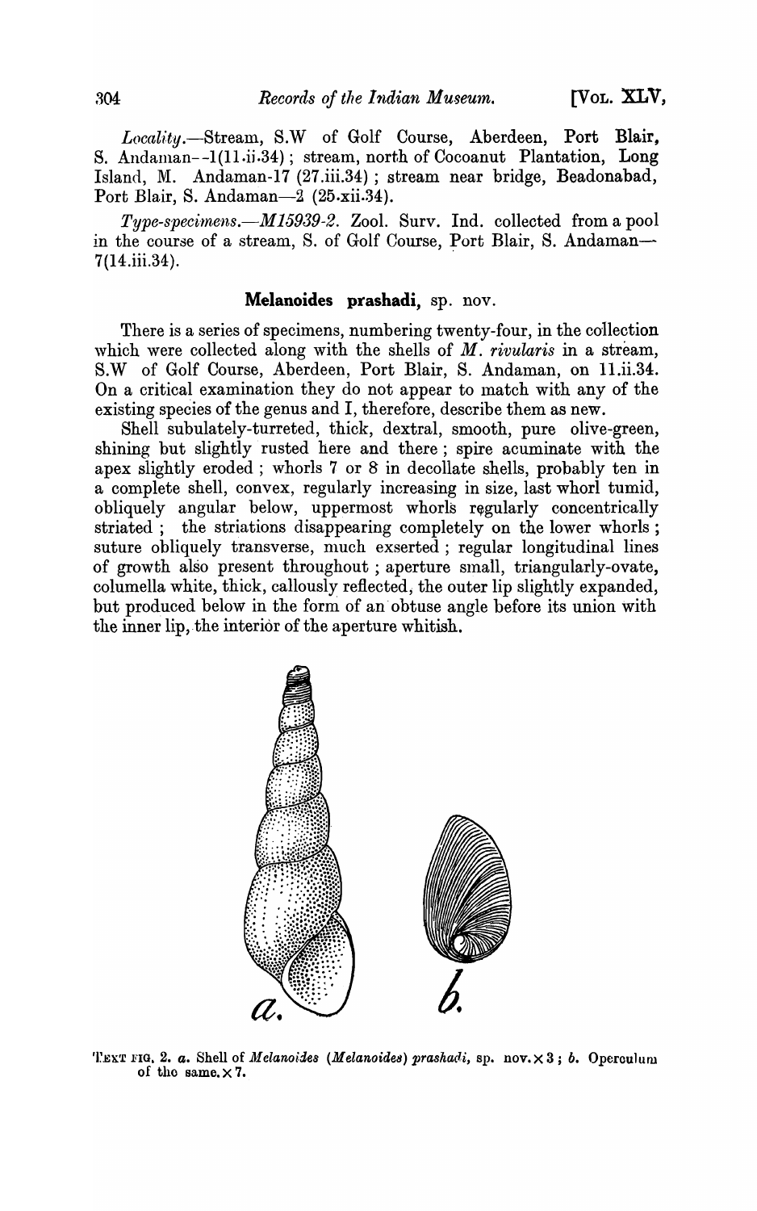*Locality*.—Stream, S.W of Golf Course, Aberdeen, Port Blair, S. Andaman--1(11·ii·34); stream, north of Cocoanut Plantation, Long Island, M. Andaman-17 (27.iii.34); stream near bridge, Beadonabad, Port Blair, S. Andaman—2 (25.xii.34).

*Type-specimens*.—*M15939-2*. Zool. Surv. Ind. collected from a pool in the course of a stream, S. of Golf Course, Port Blair, S. Andaman—7(14.iii.34).

### Melanoides prashadi, sp. nov.

There is a series of specimens, numbering twenty-four, in the collection which were collected along with the shells of *M. rivularis* in a stream, S.W of Golf Course, Aberdeen, Port Blair, S. Andaman, on 11.ii.34. On a critical examination they do not appear to match with any of the existing species of the genus and I, therefore, describe them as new.

Shell subulately-turreted, thick, dextral, smooth, pure olive-green, shining but slightly rusted here and there; spire acuminate with the apex slightly eroded; whorls 7 or 8 in decollate shells, probably ten in a complete shell, convex, regularly increasing in size, last whorl tumid, obliquely angular below, uppermost whorls regularly concentrically striated; the striations disappearing completely on the lower whorls; suture obliquely transverse, much exserted; regular longitudinal lines of growth also present throughout; aperture small, triangularly-ovate, columella white, thick, callously reflected, the outer lip slightly expanded, but produced below in the form of an obtuse angle before its union with the inner lip, the interior of the aperture whitish.

TEXT FIG. 2. *a*. Shell of *Melanoides (Melanoides) prashadi*, sp. nov. × 3; *b*. Operculum of the same. × 7.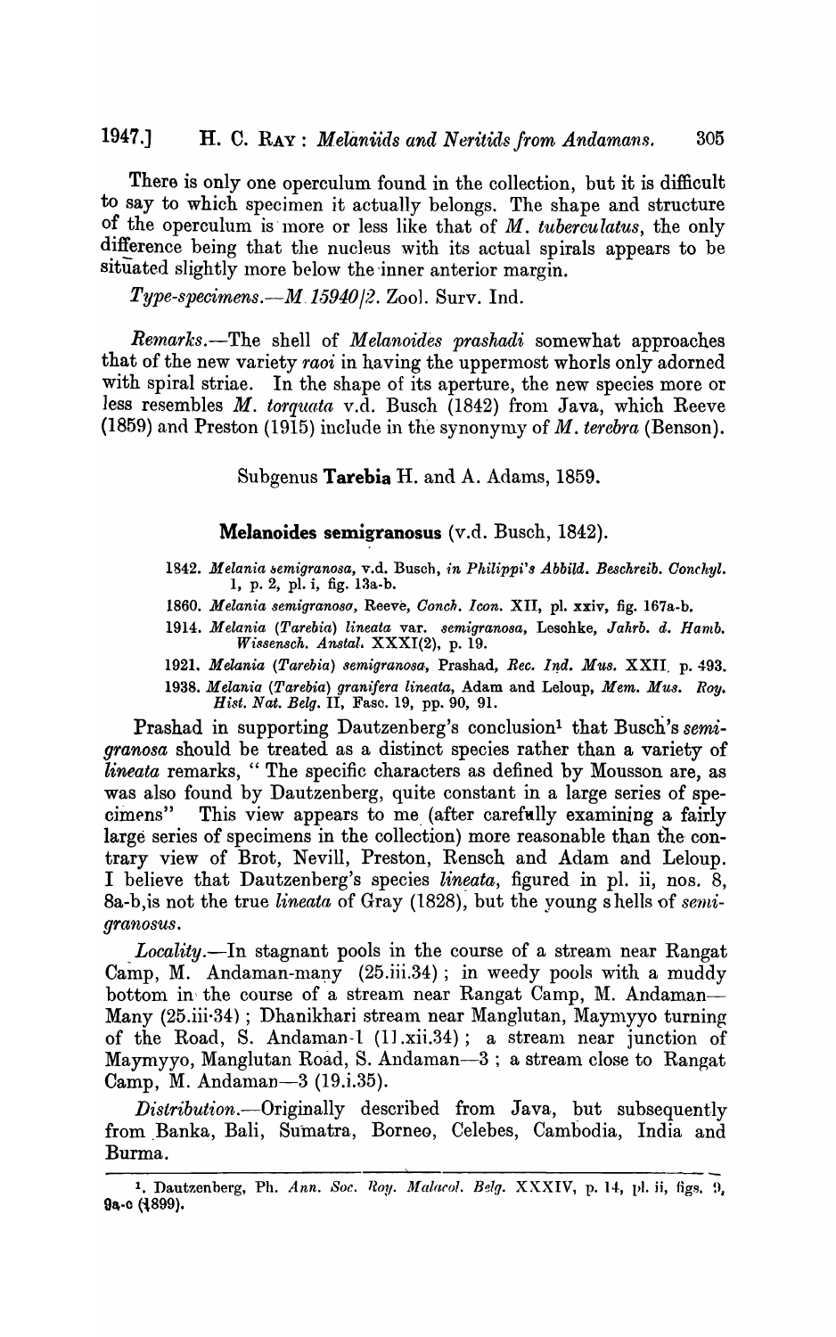There is only one operculum found in the collection, but it is difficult to say to which specimen it actually belongs. The shape and structure of the operculum is more or less like that of *M. tuberculatus*, the only difference being that the nucleus with its actual spirals appears to be situated slightly more below the inner anterior margin.

*Type-specimens.*—*M* 15940/2. Zool. Surv. Ind.

*Remarks.*—The shell of *Melanoides prashadi* somewhat approaches that of the new variety *raoi* in having the uppermost whorls only adorned with spiral striae. In the shape of its aperture, the new species more or less resembles *M. torquata* v.d. Busch (1842) from Java, which Reeve (1859) and Preston (1915) include in the synonymy of *M. terebra* (Benson).

Subgenus **Tarebia** H. and A. Adams, 1859.

**Melanoides semigranosus** (v.d. Busch, 1842).

1842. *Melania semigranosa*, v.d. Busch, *in Philippi's Abbild. Beschreib. Conchyl.* 1, p. 2, pl. i, fig. 13a-b.

1860. *Melania semigranosa*, Reeve, *Conch. Icon.* XII, pl. xxiv, fig. 167a-b.

1914. *Melania (Tarebia) lineata* var. *semigranosa*, Leschke, *Jahrb. d. Hamb. Wissensch. Anstal.* XXXI(2), p. 19.

1921. *Melania (Tarebia) semigranosa*, Prashad, *Rec. Ind. Mus.* XXII, p. 493.

1938. *Melania (Tarebia) granifera lineata*, Adam and Leloup, *Mem. Mus. Roy. Hist. Nat. Belg.* II, Fasc. 19, pp. 90, 91.

Prashad in supporting Dautzenberg's conclusion[1] that Busch's *semigranosa* should be treated as a distinct species rather than a variety of *lineata* remarks, " The specific characters as defined by Mousson are, as was also found by Dautzenberg, quite constant in a large series of specimens" This view appears to me (after carefully examining a fairly large series of specimens in the collection) more reasonable than the contrary view of Brot, Nevill, Preston, Rensch and Adam and Leloup. I believe that Dautzenberg's species *lineata*, figured in pl. ii, nos. 8, 8a-b, is not the true *lineata* of Gray (1828), but the young shells of *semigranosus*.

*Locality.*—In stagnant pools in the course of a stream near Rangat Camp, M. Andaman-many (25.iii.34); in weedy pools with a muddy bottom in the course of a stream near Rangat Camp, M. Andaman—Many (25.iii.34); Dhanikhari stream near Manglutan, Maymyyo turning of the Road, S. Andaman-1 (11.xii.34); a stream near junction of Maymyyo, Manglutan Road, S. Andaman—3; a stream close to Rangat Camp, M. Andaman—3 (19.i.35).

*Distribution.*—Originally described from Java, but subsequently from Banka, Bali, Sumatra, Borneo, Celebes, Cambodia, India and Burma.

---

[1]. Dautzenberg, Ph. *Ann. Soc. Roy. Malacol. Belg.* XXXIV, p. 14, pl. ii, figs. 9, 9a-c (1899).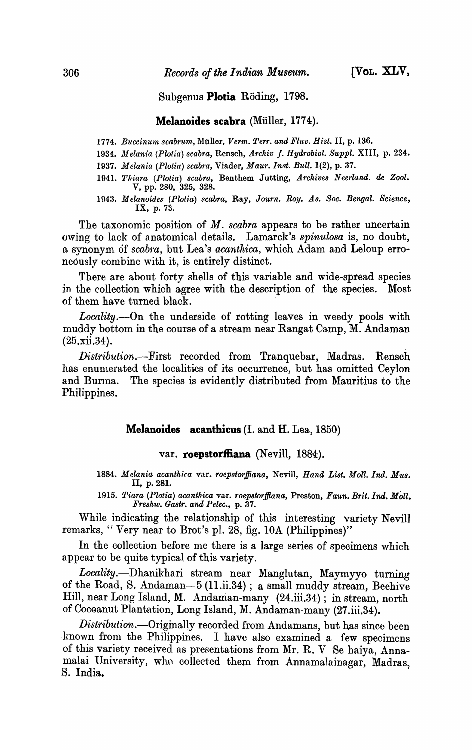Subgenus **Plotia** Röding, 1798.

### Melanoides scabra (Müller, 1774).

1774. *Buccinum scabrum*, Müller, *Verm. Terr. and Fluv. Hist.* II, p. 136.

1934. *Melania (Plotia) scabra*, Rensch, *Archiv f. Hydrobiol. Suppl.* XIII, p. 234.

1937. *Melania (Plotia) scabra*, Viader, *Maur. Inst. Bull.* 1(2), p. 37.

1941. *Thiara (Plotia) scabra*, Benthem Jutting, *Archives Neerland. de Zool.* V, pp. 280, 325, 328.

1943. *Melanoides (Plotia) scabra*, Ray, *Journ. Roy. As. Soc. Bengal. Science*, IX, p. 73.

The taxonomic position of *M. scabra* appears to be rather uncertain owing to lack of anatomical details. Lamarck's *spinulosa* is, no doubt, a synonym of *scabra*, but Lea's *acanthica*, which Adam and Leloup erroneously combine with it, is entirely distinct.

There are about forty shells of this variable and wide-spread species in the collection which agree with the description of the species. Most of them have turned black.

*Locality.*—On the underside of rotting leaves in weedy pools with muddy bottom in the course of a stream near Rangat Camp, M. Andaman (25.xii.34).

*Distribution.*—First recorded from Tranquebar, Madras. Rensch has enumerated the localities of its occurrence, but has omitted Ceylon and Burma. The species is evidently distributed from Mauritius to the Philippines.

### Melanoides acanthicus (I. and H. Lea, 1850)

### var. roepstorffiana (Nevill, 1884).

1884. *Melania acanthica* var. *roepstorffiana*, Nevill, *Hand List. Moll. Ind. Mus.* II, p. 281.

1915. *Tiara (Plotia) acanthica* var. *roepstorffiana*, Preston, *Faun. Brit. Ind. Moll. Freshw. Gastr. and Pelec.*, p. 37.

While indicating the relationship of this interesting variety Nevill remarks, "Very near to Brot's pl. 28, fig. 10A (Philippines)"

In the collection before me there is a large series of specimens which appear to be quite typical of this variety.

*Locality.*—Dhanikhari stream near Manglutan, Maymyyo turning of the Road, S. Andaman—5 (11.ii.34); a small muddy stream, Beehive Hill, near Long Island, M. Andaman-many (24.iii.34); in stream, north of Cocoanut Plantation, Long Island, M. Andaman-many (27.iii.34).

*Distribution.*—Originally recorded from Andamans, but has since been known from the Philippines. I have also examined a few specimens of this variety received as presentations from Mr. R. V Se haiya, Annamalai University, who collected them from Annamalainagar, Madras, S. India.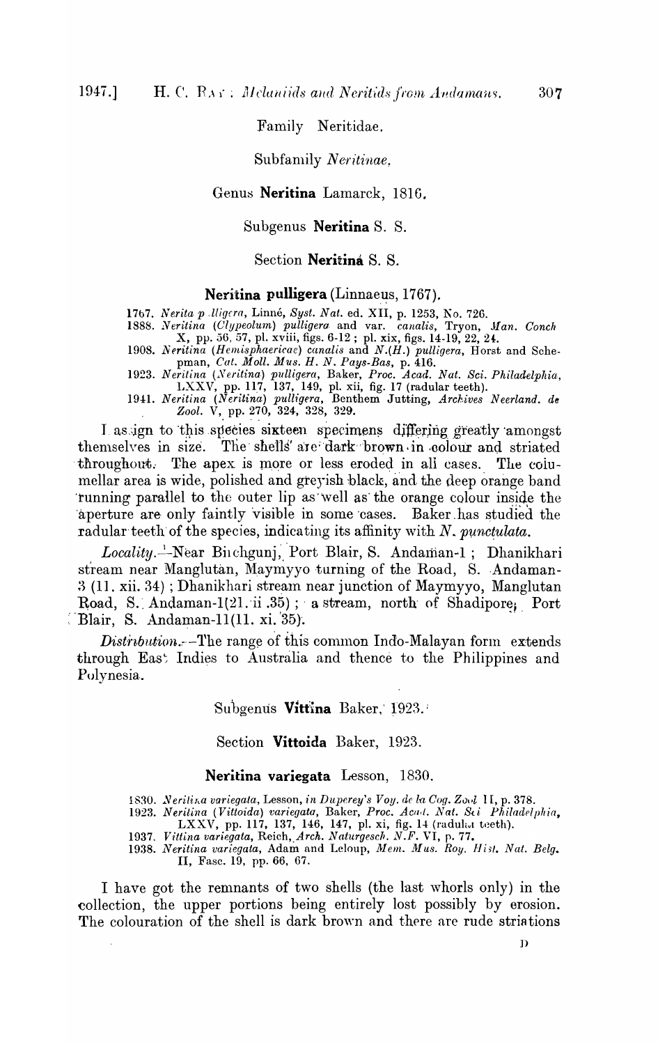Family Neritidae.

Subfamily *Neritinae*.

Genus **Neritina** Lamarck, 1816.

Subgenus **Neritina** S. S.

Section **Neritina** S. S.

**Neritina pulligera** (Linnaeus, 1767).

1767. *Nerita pulligera*, Linné, *Syst. Nat.* ed. XII, p. 1253, No. 726.
1888. *Neritina* (*Clypeolum*) *pulligera* and var. *canalis*, Tryon, *Man. Conch* X, pp. 56, 57, pl. xviii, figs. 6-12 ; pl. xix, figs. 14-19, 22, 24.
1908. *Neritina* (*Hemisphaericae*) *canalis* and *N.*(*H.*) *pulligera*, Horst and Schepman, *Cat. Moll. Mus. H. N. Pays-Bas*, p. 416.
1923. *Neritina* (*Neritina*) *pulligera*, Baker, *Proc. Acad. Nat. Sci. Philadelphia*, LXXV, pp. 117, 137, 149, pl. xii, fig. 17 (radular teeth).
1941. *Neritina* (*Neritina*) *pulligera*, Benthem Jutting, *Archives Neerland. de Zool.* V, pp. 270, 324, 328, 329.

I assign to this species sixteen specimens differing greatly amongst themselves in size. The shells are dark brown in colour and striated throughout. The apex is more or less eroded in all cases. The columellar area is wide, polished and greyish black, and the deep orange band running parallel to the outer lip as well as the orange colour inside the aperture are only faintly visible in some cases. Baker has studied the radular teeth of the species, indicating its affinity with *N. punctulata*.

*Locality*.—Near Birchgunj, Port Blair, S. Andaman-1 ; Dhanikhari stream near Manglutan, Maymyyo turning of the Road, S. Andaman-3 (11. xii. 34) ; Dhanikhari stream near junction of Maymyo, Manglutan Road, S. Andaman-1(21. ii .35) ; a stream, north of Shadipore, Port Blair, S. Andaman-11(11. xi. 35).

*Distribution*.—The range of this common Indo-Malayan form extends through East Indies to Australia and thence to the Philippines and Polynesia.

Subgenus **Vittina** Baker, 1923.

Section **Vittoida** Baker, 1923.

**Neritina variegata** Lesson, 1830.

1830. *Neritina variegata*, Lesson, *in Duperey's Voy. de la Coq. Zool* II, p. 378.
1923. *Neritina* (*Vittoida*) *variegata*, Baker, *Proc. Acad. Nat. Sci Philadelphia*, LXXV, pp. 117, 137, 146, 147, pl. xi, fig. 14 (radula teeth).
1937. *Vittina variegata*, Reich, *Arch. Naturgesch. N.F.* VI, p. 77.
1938. *Neritina variegata*, Adam and Leloup, *Mem. Mus. Roy. Hist. Nat. Belg.* II, Fasc. 19, pp. 66, 67.

I have got the remnants of two shells (the last whorls only) in the collection, the upper portions being entirely lost possibly by erosion. The colouration of the shell is dark brown and there are rude striations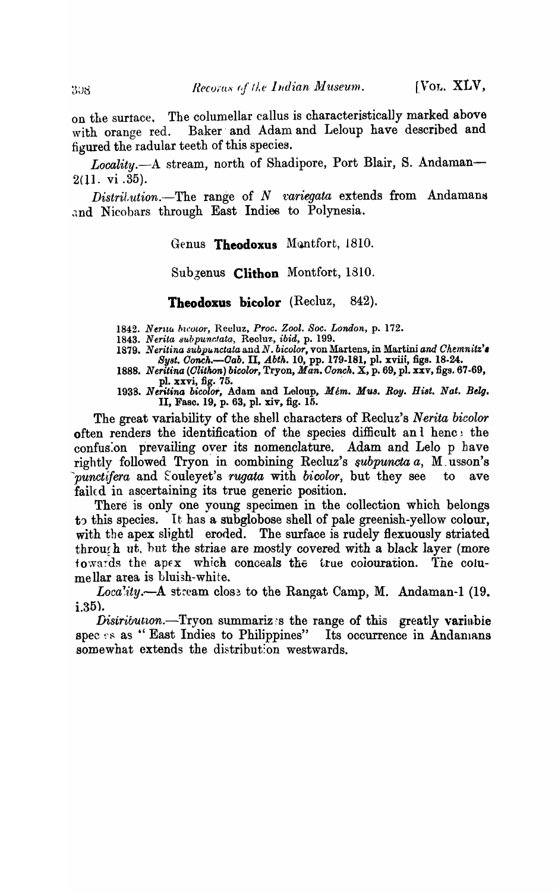on the surface. The columellar callus is characteristically marked above with orange red. Baker and Adam and Leloup have described and figured the radular teeth of this species.

*Locality*.—A stream, north of Shadipore, Port Blair, S. Andaman—2(11. vi .35).

*Distribution*.—The range of *N variegata* extends from Andamans and Nicobars through East Indies to Polynesia.

### Genus **Theodoxus** Montfort, 1810.

### Subgenus **Clithon** Montfort, 1810.

### **Theodoxus bicolor** (Recluz, 842).

1842. *Nerita bicolor*, Recluz, *Proc. Zool. Soc. London*, p. 172.
1843. *Nerita subpunctata*, Recluz, *ibid*, p. 199.
1879. *Neritina subpunctata* and *N. bicolor*, von Martens, in Martini *and Chemnitz's Syst. Conch.—Cab. II, Abth.* 10, pp. 179-181, pl. xviii, figs. 18-24.
1888. *Neritina (Clithon) bicolor*, Tryon, *Man. Conch.* X, p. 69, pl. xxv, figs. 67-69, pl. xxvi, fig. 75.
1938. *Neritina bicolor*, Adam and Leloup, *Mém. Mus. Roy. Hist. Nat. Belg.* II, Fasc. 19, p. 63, pl. xiv, fig. 15.

The great variability of the shell characters of Recluz's *Nerita bicolor* often renders the identification of the species difficult and hence the confusion prevailing over its nomenclature. Adam and Lelo p have rightly followed Tryon in combining Recluz's *subpuncta a*, M usson's *punctifera* and Souleyet's *rugata* with *bicolor*, but they see to ave failed in ascertaining its true generic position.

There is only one young specimen in the collection which belongs to this species. It has a subglobose shell of pale greenish-yellow colour, with the apex slightl eroded. The surface is rudely flexuously striated through ut, but the striae are mostly covered with a black layer (more towards the apex which conceals the true colouration. The columellar area is bluish-white.

*Locality*.—A stream close to the Rangat Camp, M. Andaman-1 (19. i.35).

*Distribution*.—Tryon summarizes the range of this greatly variable species as "East Indies to Philippines" Its occurrence in Andamans somewhat extends the distribution westwards.